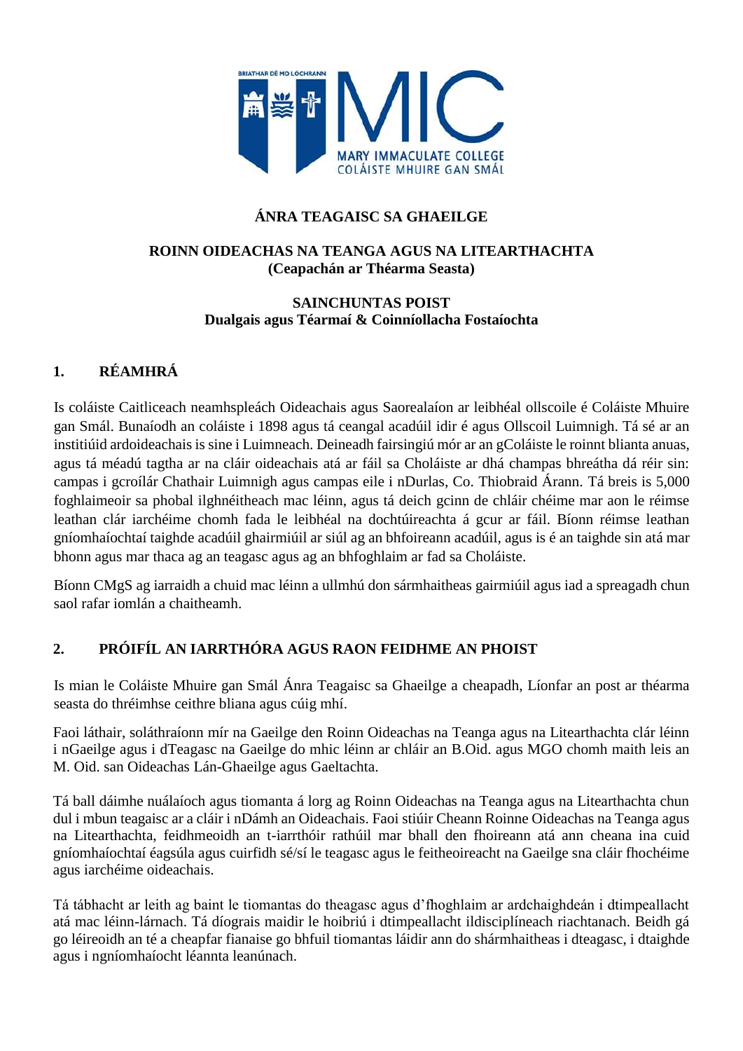**ÁNRA TEAGAISC SA GHAEILGE**

**ROINN OIDEACHAS NA TEANGA AGUS NA LITEARTHACHTA**
**(Ceapachán ar Théarma Seasta)**

**SAINCHUNTAS POIST**
**Dualgais agus Téarmaí & Coinníollacha Fostaíochta**

## 1. RÉAMHRÁ

Is coláiste Caitliceach neamhspleách Oideachais agus Saorealaíon ar leibhéal ollscoile é Coláiste Mhuire gan Smál. Bunaíodh an coláiste i 1898 agus tá ceangal acadúil idir é agus Ollscoil Luimnigh. Tá sé ar an institiúid ardoideachais is sine i Luimneach. Deineadh fairsingiú mór ar an gColáiste le roinnt blianta anuas, agus tá méadú tagtha ar na cláir oideachais atá ar fáil sa Choláiste ar dhá champas bhreátha dá réir sin: campas i gcroílár Chathair Luimnigh agus campas eile i nDurlas, Co. Thiobraid Árann. Tá breis is 5,000 foghlaimeoir sa phobal ilghnéitheach mac léinn, agus tá deich gcinn de chláir chéime mar aon le réimse leathan clár iarchéime chomh fada le leibhéal na dochtúireachta á gcur ar fáil. Bíonn réimse leathan gníomhaíochtaí taighde acadúil ghairmiúil ar siúl ag an bhfoireann acadúil, agus is é an taighde sin atá mar bhonn agus mar thaca ag an teagasc agus ag an bhfoghlaim ar fad sa Choláiste.

Bíonn CMgS ag iarraidh a chuid mac léinn a ullmhú don sármhaitheas gairmiúil agus iad a spreagadh chun saol rafar iomlán a chaitheamh.

## 2. PRÓIFÍL AN IARRTHÓRA AGUS RAON FEIDHME AN PHOIST

Is mian le Coláiste Mhuire gan Smál Ánra Teagaisc sa Ghaeilge a cheapadh, Líonfar an post ar théarma seasta do thréimhse ceithre bliana agus cúig mhí.

Faoi láthair, soláthraíonn mír na Gaeilge den Roinn Oideachas na Teanga agus na Litearthachta clár léinn i nGaeilge agus i dTeagasc na Gaeilge do mhic léinn ar chláir an B.Oid. agus MGO chomh maith leis an M. Oid. san Oideachas Lán-Ghaeilge agus Gaeltachta.

Tá ball dáimhe nuálaíoch agus tiomanta á lorg ag Roinn Oideachas na Teanga agus na Litearthachta chun dul i mbun teagaisc ar a cláir i nDámh an Oideachais. Faoi stiúir Cheann Roinne Oideachas na Teanga agus na Litearthachta, feidhmeoidh an t-iarrthóir rathúil mar bhall den fhoireann atá ann cheana ina cuid gníomhaíochtaí éagsúla agus cuirfidh sé/sí le teagasc agus le feitheoireacht na Gaeilge sna cláir fhochéime agus iarchéime oideachais.

Tá tábhacht ar leith ag baint le tiomantas do theagasc agus d'fhoghlaim ar ardchaighdeán i dtimpeallacht atá mac léinn-lárnach. Tá díograis maidir le hoibriú i dtimpeallacht ildisciplíneach riachtanach. Beidh gá go léireoidh an té a cheapfar fianaise go bhfuil tiomantas láidir ann do shármhaitheas i dteagasc, i dtaighde agus i ngníomhaíocht léannta leanúnach.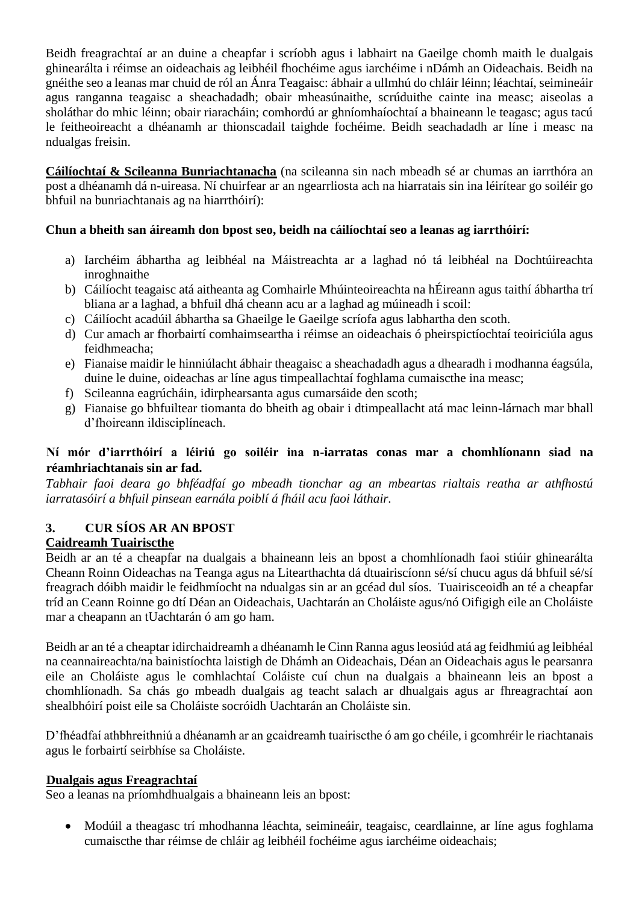Beidh freagrachtaí ar an duine a cheapfar i scríobh agus i labhairt na Gaeilge chomh maith le dualgais ghinearálta i réimse an oideachais ag leibhéil fhochéime agus iarchéime i nDámh an Oideachais. Beidh na gnéithe seo a leanas mar chuid de ról an Ánra Teagaisc: ábhair a ullmhú do chláir léinn; léachtaí, seimineáir agus ranganna teagaisc a sheachadadh; obair mheasúnaithe, scrúduithe cainte ina measc; aiseolas a sholáthar do mhic léinn; obair riaracháin; comhordú ar ghníomhaíochtaí a bhaineann le teagasc; agus tacú le feitheoireacht a dhéanamh ar thionscadail taighde fochéime. Beidh seachadadh ar líne i measc na ndualgas freisin.

**Cáilíochtaí & Scileanna Bunriachtanacha** (na scileanna sin nach mbeadh sé ar chumas an iarrthóra an post a dhéanamh dá n-uireasa. Ní chuirfear ar an ngearrliosta ach na hiarratais sin ina léirítear go soiléir go bhfuil na bunriachtanais ag na hiarrthóirí):

**Chun a bheith san áireamh don bpost seo, beidh na cáilíochtaí seo a leanas ag iarrthóirí:**

a) Iarchéim ábhartha ag leibhéal na Máistreachta ar a laghad nó tá leibhéal na Dochtúireachta inroghnaithe
b) Cáilíocht teagaisc atá aitheanta ag Comhairle Mhúinteoireachta na hÉireann agus taithí ábhartha trí bliana ar a laghad, a bhfuil dhá cheann acu ar a laghad ag múineadh i scoil:
c) Cáilíocht acadúil ábhartha sa Ghaeilge le Gaeilge scríofa agus labhartha den scoth.
d) Cur amach ar fhorbairtí comhaimseartha i réimse an oideachais ó pheirspictíochtaí teoiriciúla agus feidhmeacha;
e) Fianaise maidir le hinniúlacht ábhair theagaisc a sheachadadh agus a dhearadh i modhanna éagsúla, duine le duine, oideachas ar líne agus timpeallachtaí foghlama cumaiscthe ina measc;
f) Scileanna eagrúcháin, idirphearsanta agus cumarsáide den scoth;
g) Fianaise go bhfuiltear tiomanta do bheith ag obair i dtimpeallacht atá mac leinn-lárnach mar bhall d'fhoireann ildisciplíneach.

**Ní mór d'iarrthóirí a léiriú go soiléir ina n-iarratas conas mar a chomhlíonann siad na réamhriachtanais sin ar fad.**
*Tabhair faoi deara go bhféadfaí go mbeadh tionchar ag an mbeartas rialtais reatha ar athfhostú iarratasóirí a bhfuil pinsean earnála poiblí á fháil acu faoi láthair.*

## 3. CUR SÍOS AR AN BPOST

**Caidreamh Tuairiscthe**

Beidh ar an té a cheapfar na dualgais a bhaineann leis an bpost a chomhlíonadh faoi stiúir ghinearálta Cheann Roinn Oideachas na Teanga agus na Litearthachta dá dtuairiscíonn sé/sí chucu agus dá bhfuil sé/sí freagrach dóibh maidir le feidhmíocht na ndualgas sin ar an gcéad dul síos. Tuairisceoidh an té a cheapfar tríd an Ceann Roinne go dtí Déan an Oideachais, Uachtarán an Choláiste agus/nó Oifigigh eile an Choláiste mar a cheapann an tUachtarán ó am go ham.

Beidh ar an té a cheaptar idirchaidreamh a dhéanamh le Cinn Ranna agus leosiúd atá ag feidhmiú ag leibhéal na ceannaireachta/na bainistíochta laistigh de Dhámh an Oideachais, Déan an Oideachais agus le pearsanra eile an Choláiste agus le comhlachtaí Coláiste cuí chun na dualgais a bhaineann leis an bpost a chomhlíonadh. Sa chás go mbeadh dualgais ag teacht salach ar dhualgais agus ar fhreagrachtaí aon shealbhóirí poist eile sa Choláiste socróidh Uachtarán an Choláiste sin.

D'fhéadfaí athbhreithniú a dhéanamh ar an gcaidreamh tuairiscthe ó am go chéile, i gcomhréir le riachtanais agus le forbairtí seirbhíse sa Choláiste.

**Dualgais agus Freagrachtaí**

Seo a leanas na príomhdhualgais a bhaineann leis an bpost:

- Modúil a theagasc trí mhodhanna léachta, seimineáir, teagaisc, ceardlainne, ar líne agus foghlama cumaiscthe thar réimse de chláir ag leibhéil fochéime agus iarchéime oideachais;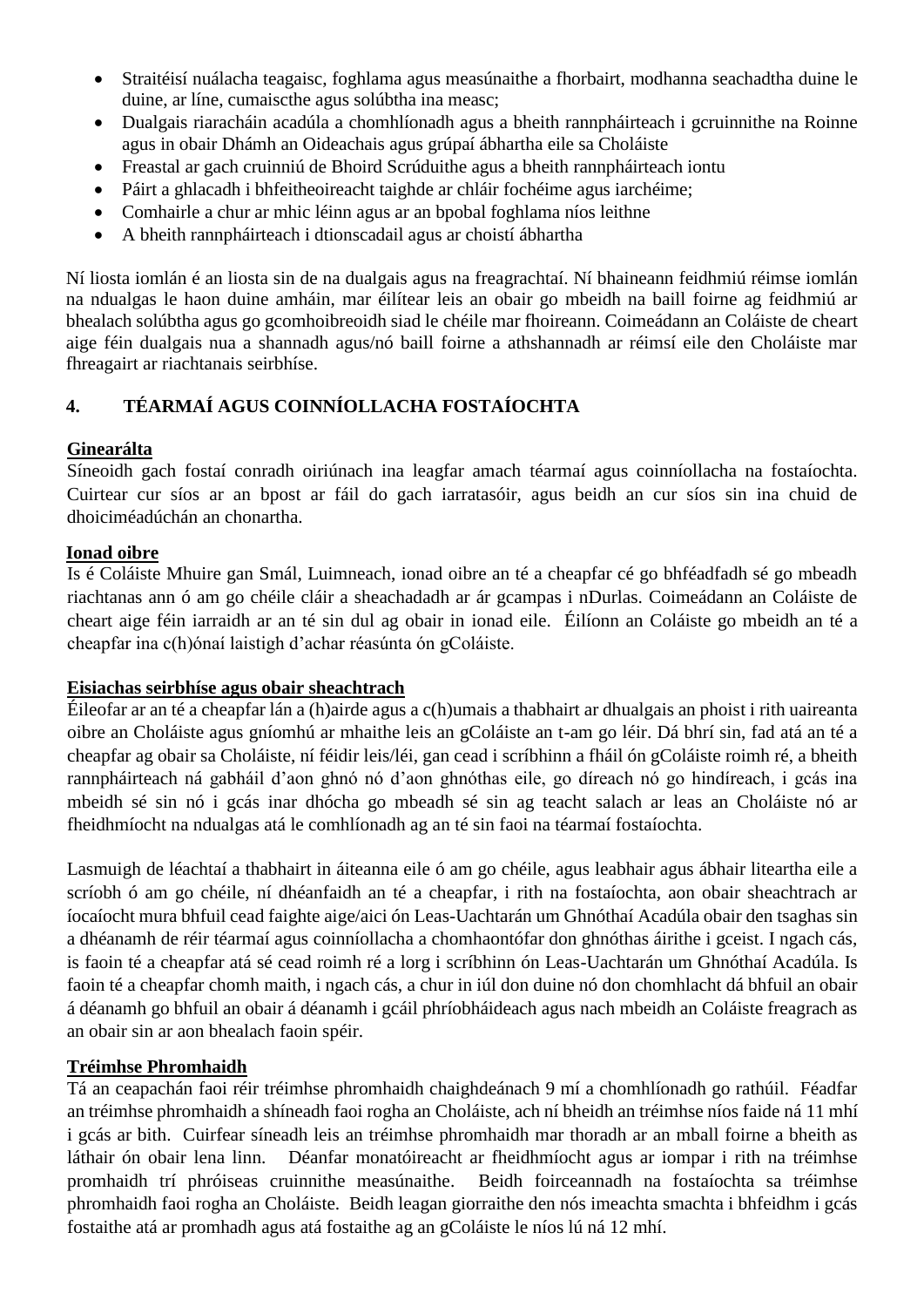- Straitéisí nuálacha teagaisc, foghlama agus measúnaithe a fhorbairt, modhanna seachadtha duine le duine, ar líne, cumaiscthe agus solúbtha ina measc;
- Dualgais riaracháin acadúla a chomhlíonadh agus a bheith rannpháirteach i gcruinnithe na Roinne agus in obair Dhámh an Oideachais agus grúpaí ábhartha eile sa Choláiste
- Freastal ar gach cruinniú de Bhoird Scrúduithe agus a bheith rannpháirteach iontu
- Páirt a ghlacadh i bhfeitheoireacht taighde ar chláir fochéime agus iarchéime;
- Comhairle a chur ar mhic léinn agus ar an bpobal foghlama níos leithne
- A bheith rannpháirteach i dtionscadail agus ar choistí ábhartha

Ní liosta iomlán é an liosta sin de na dualgais agus na freagrachtaí. Ní bhaineann feidhmiú réimse iomlán na ndualgas le haon duine amháin, mar éilítear leis an obair go mbeidh na baill foirne ag feidhmiú ar bhealach solúbtha agus go gcomhoibreoidh siad le chéile mar fhoireann. Coimeádann an Coláiste de cheart aige féin dualgais nua a shannadh agus/nó baill foirne a athshannadh ar réimsí eile den Choláiste mar fhreagairt ar riachtanais seirbhíse.

## 4. TÉARMAÍ AGUS COINNÍOLLACHA FOSTAÍOCHTA

**Ginearálta**

Síneoidh gach fostaí conradh oiriúnach ina leagfar amach téarmaí agus coinníollacha na fostaíochta. Cuirtear cur síos ar an bpost ar fáil do gach iarratasóir, agus beidh an cur síos sin ina chuid de dhoiciméadúchán an chonartha.

**Ionad oibre**

Is é Coláiste Mhuire gan Smál, Luimneach, ionad oibre an té a cheapfar cé go bhféadfadh sé go mbeadh riachtanas ann ó am go chéile cláir a sheachadadh ar ár gcampas i nDurlas. Coimeádann an Coláiste de cheart aige féin iarraidh ar an té sin dul ag obair in ionad eile. Éilíonn an Coláiste go mbeidh an té a cheapfar ina c(h)ónaí laistigh d'achar réasúnta ón gColáiste.

**Eisiachas seirbhíse agus obair sheachtrach**

Éileofar ar an té a cheapfar lán a (h)airde agus a c(h)umais a thabhairt ar dhualgais an phoist i rith uaireanta oibre an Choláiste agus gníomhú ar mhaithe leis an gColáiste an t-am go léir. Dá bhrí sin, fad atá an té a cheapfar ag obair sa Choláiste, ní féidir leis/léi, gan cead i scríbhinn a fháil ón gColáiste roimh ré, a bheith rannpháirteach ná gabháil d'aon ghnó nó d'aon ghnóthas eile, go díreach nó go hindíreach, i gcás ina mbeidh sé sin nó i gcás inar dhócha go mbeadh sé sin ag teacht salach ar leas an Choláiste nó ar fheidhmíocht na ndualgas atá le comhlíonadh ag an té sin faoi na téarmaí fostaíochta.

Lasmuigh de léachtaí a thabhairt in áiteanna eile ó am go chéile, agus leabhair agus ábhair liteartha eile a scríobh ó am go chéile, ní dhéanfaidh an té a cheapfar, i rith na fostaíochta, aon obair sheachtrach ar íocaíocht mura bhfuil cead faighte aige/aici ón Leas-Uachtarán um Ghnóthaí Acadúla obair den tsaghas sin a dhéanamh de réir téarmaí agus coinníollacha a chomhaontófar don ghnóthas áirithe i gceist. I ngach cás, is faoin té a cheapfar atá sé cead roimh ré a lorg i scríbhinn ón Leas-Uachtarán um Ghnóthaí Acadúla. Is faoin té a cheapfar chomh maith, i ngach cás, a chur in iúl don duine nó don chomhlacht dá bhfuil an obair á déanamh go bhfuil an obair á déanamh i gcáil phríobháideach agus nach mbeidh an Coláiste freagrach as an obair sin ar aon bhealach faoin spéir.

**Tréimhse Phromhaidh**

Tá an ceapachán faoi réir tréimhse phromhaidh chaighdeánach 9 mí a chomhlíonadh go rathúil. Féadfar an tréimhse phromhaidh a shíneadh faoi rogha an Choláiste, ach ní bheidh an tréimhse níos faide ná 11 mhí i gcás ar bith. Cuirfear síneadh leis an tréimhse phromhaidh mar thoradh ar an mball foirne a bheith as láthair ón obair lena linn. Déanfar monatóireacht ar fheidhmíocht agus ar iompar i rith na tréimhse promhaidh trí phróiseas cruinnithe measúnaithe. Beidh foirceannadh na fostaíochta sa tréimhse phromhaidh faoi rogha an Choláiste. Beidh leagan giorraithe den nós imeachta smachta i bhfeidhm i gcás fostaithe atá ar promhadh agus atá fostaithe ag an gColáiste le níos lú ná 12 mhí.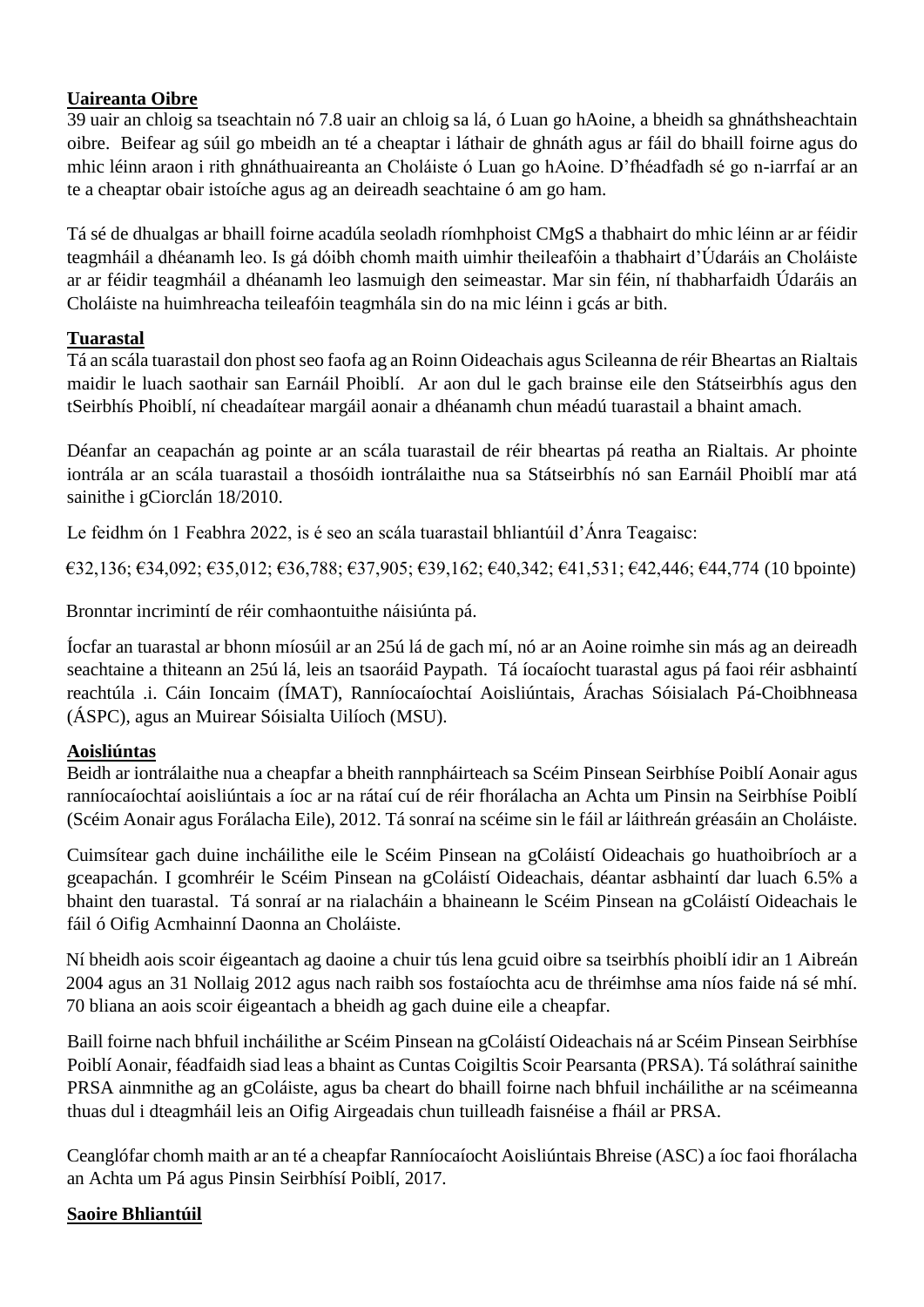**Uaireanta Oibre**

39 uair an chloig sa tseachtain nó 7.8 uair an chloig sa lá, ó Luan go hAoine, a bheidh sa ghnáthsheachtain oibre. Beifear ag súil go mbeidh an té a cheaptar i láthair de ghnáth agus ar fáil do bhaill foirne agus do mhic léinn araon i rith ghnáthuaireanta an Choláiste ó Luan go hAoine. D'fhéadfadh sé go n-iarrfaí ar an te a cheaptar obair istoíche agus ag an deireadh seachtaine ó am go ham.

Tá sé de dhualgas ar bhaill foirne acadúla seoladh ríomhphoist CMgS a thabhairt do mhic léinn ar ar féidir teagmháil a dhéanamh leo. Is gá dóibh chomh maith uimhir theileafóin a thabhairt d'Údaráis an Choláiste ar ar féidir teagmháil a dhéanamh leo lasmuigh den seimeastar. Mar sin féin, ní thabharfaidh Údaráis an Choláiste na huimhreacha teileafóin teagmhála sin do na mic léinn i gcás ar bith.

**Tuarastal**

Tá an scála tuarastail don phost seo faofa ag an Roinn Oideachais agus Scileanna de réir Bheartas an Rialtais maidir le luach saothair san Earnáil Phoiblí. Ar aon dul le gach brainse eile den Státseirbhís agus den tSeirbhís Phoiblí, ní cheadaítear margáil aonair a dhéanamh chun méadú tuarastail a bhaint amach.

Déanfar an ceapachán ag pointe ar an scála tuarastail de réir bheartas pá reatha an Rialtais. Ar phointe iontrála ar an scála tuarastail a thosóidh iontrálaithe nua sa Státseirbhís nó san Earnáil Phoiblí mar atá sainithe i gCiorclán 18/2010.

Le feidhm ón 1 Feabhra 2022, is é seo an scála tuarastail bhliantúil d'Ánra Teagaisc:

€32,136; €34,092; €35,012; €36,788; €37,905; €39,162; €40,342; €41,531; €42,446; €44,774 (10 bpointe)

Bronntar incrimintí de réir comhaontuithe náisiúnta pá.

Íocfar an tuarastal ar bhonn míosúil ar an 25ú lá de gach mí, nó ar an Aoine roimhe sin más ag an deireadh seachtaine a thiteann an 25ú lá, leis an tsaoráid Paypath. Tá íocaíocht tuarastal agus pá faoi réir asbhaintí reachtúla .i. Cáin Ioncaim (ÍMAT), Ranníocaíochtaí Aoisliúntais, Árachas Sóisialach Pá-Choibhneasa (ÁSPC), agus an Muirear Sóisialta Uilíoch (MSU).

**Aoisliúntas**

Beidh ar iontrálaithe nua a cheapfar a bheith rannpháirteach sa Scéim Pinsean Seirbhíse Poiblí Aonair agus ranníocaíochtaí aoisliúntais a íoc ar na rátaí cuí de réir fhorálacha an Achta um Pinsin na Seirbhíse Poiblí (Scéim Aonair agus Forálacha Eile), 2012. Tá sonraí na scéime sin le fáil ar láithreán gréasáin an Choláiste.

Cuimsítear gach duine incháilithe eile le Scéim Pinsean na gColáistí Oideachais go huathoibríoch ar a gceapachán. I gcomhréir le Scéim Pinsean na gColáistí Oideachais, déantar asbhaintí dar luach 6.5% a bhaint den tuarastal. Tá sonraí ar na rialacháin a bhaineann le Scéim Pinsean na gColáistí Oideachais le fáil ó Oifig Acmhainní Daonna an Choláiste.

Ní bheidh aois scoir éigeantach ag daoine a chuir tús lena gcuid oibre sa tseirbhís phoiblí idir an 1 Aibreán 2004 agus an 31 Nollaig 2012 agus nach raibh sos fostaíochta acu de thréimhse ama níos faide ná sé mhí. 70 bliana an aois scoir éigeantach a bheidh ag gach duine eile a cheapfar.

Baill foirne nach bhfuil incháilithe ar Scéim Pinsean na gColáistí Oideachais ná ar Scéim Pinsean Seirbhíse Poiblí Aonair, féadfaidh siad leas a bhaint as Cuntas Coigiltis Scoir Pearsanta (PRSA). Tá soláthraí sainithe PRSA ainmnithe ag an gColáiste, agus ba cheart do bhaill foirne nach bhfuil incháilithe ar na scéimeanna thuas dul i dteagmháil leis an Oifig Airgeadais chun tuilleadh faisnéise a fháil ar PRSA.

Ceanglófar chomh maith ar an té a cheapfar Ranníocaíocht Aoisliúntais Bhreise (ASC) a íoc faoi fhorálacha an Achta um Pá agus Pinsin Seirbhísí Poiblí, 2017.

**Saoire Bhliantúil**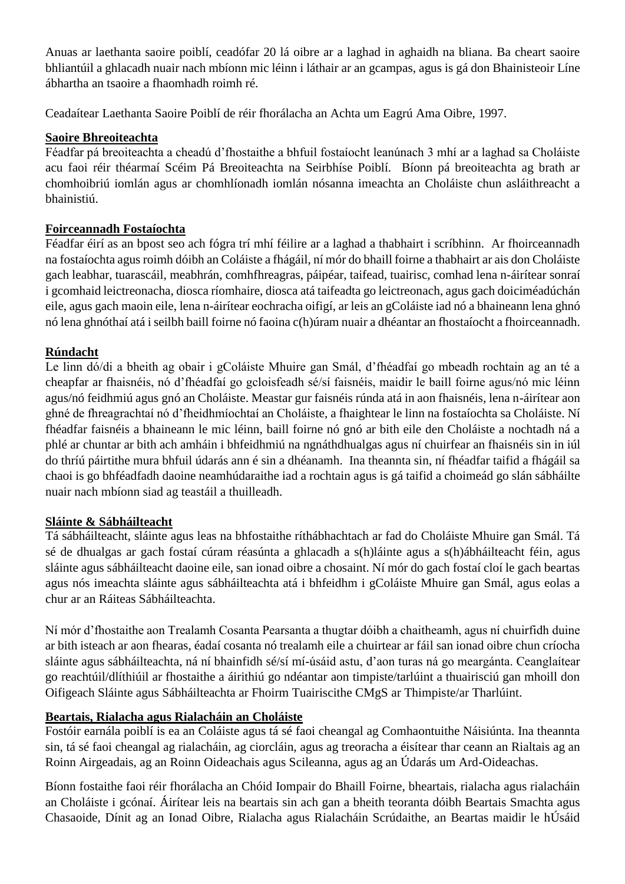Anuas ar laethanta saoire poiblí, ceadófar 20 lá oibre ar a laghad in aghaidh na bliana. Ba cheart saoire bhliantúil a ghlacadh nuair nach mbíonn mic léinn i láthair ar an gcampas, agus is gá don Bhainisteoir Líne ábhartha an tsaoire a fhaomhadh roimh ré.

Ceadaítear Laethanta Saoire Poiblí de réir fhorálacha an Achta um Eagrú Ama Oibre, 1997.

## Saoire Bhreoiteachta

Féadfar pá breoiteachta a cheadú d'fhostaithe a bhfuil fostaíocht leanúnach 3 mhí ar a laghad sa Choláiste acu faoi réir théarmaí Scéim Pá Breoiteachta na Seirbhíse Poiblí. Bíonn pá breoiteachta ag brath ar chomhoibriú iomlán agus ar chomhlíonadh iomlán nósanna imeachta an Choláiste chun asláithreacht a bhainistiú.

## Foirceannadh Fostaíochta

Féadfar éirí as an bpost seo ach fógra trí mhí féilire ar a laghad a thabhairt i scríbhinn. Ar fhoirceannadh na fostaíochta agus roimh dóibh an Coláiste a fhágáil, ní mór do bhaill foirne a thabhairt ar ais don Choláiste gach leabhar, tuarascáil, meabhrán, comhfhreagras, páipéar, taifead, tuairisc, comhad lena n-áirítear sonraí i gcomhaid leictreonacha, diosca ríomhaire, diosca atá taifeadta go leictreonach, agus gach doiciméadúchán eile, agus gach maoin eile, lena n-áirítear eochracha oifigí, ar leis an gColáiste iad nó a bhaineann lena ghnó nó lena ghnóthaí atá i seilbh baill foirne nó faoina c(h)úram nuair a dhéantar an fhostaíocht a fhoirceannadh.

## Rúndacht

Le linn dó/di a bheith ag obair i gColáiste Mhuire gan Smál, d'fhéadfaí go mbeadh rochtain ag an té a cheapfar ar fhaisnéis, nó d'fhéadfaí go gcloisfeadh sé/sí faisnéis, maidir le baill foirne agus/nó mic léinn agus/nó feidhmiú agus gnó an Choláiste. Meastar gur faisnéis rúnda atá in aon fhaisnéis, lena n-áirítear aon ghné de fhreagrachtaí nó d'fheidhmíochtaí an Choláiste, a fhaightear le linn na fostaíochta sa Choláiste. Ní fhéadfar faisnéis a bhaineann le mic léinn, baill foirne nó gnó ar bith eile den Choláiste a nochtadh ná a phlé ar chuntar ar bith ach amháin i bhfeidhmiú na ngnáthdhualgas agus ní chuirfear an fhaisnéis sin in iúl do thríú páirtithe mura bhfuil údarás ann é sin a dhéanamh. Ina theannta sin, ní fhéadfar taifid a fhágáil sa chaoi is go bhféadfadh daoine neamhúdaraithe iad a rochtain agus is gá taifid a choimeád go slán sábháilte nuair nach mbíonn siad ag teastáil a thuilleadh.

## Sláinte & Sábháilteacht

Tá sábháilteacht, sláinte agus leas na bhfostaithe ríthábhachtach ar fad do Choláiste Mhuire gan Smál. Tá sé de dhualgas ar gach fostaí cúram réasúnta a ghlacadh a s(h)láinte agus a s(h)ábháilteacht féin, agus sláinte agus sábháilteacht daoine eile, san ionad oibre a chosaint. Ní mór do gach fostaí cloí le gach beartas agus nós imeachta sláinte agus sábháilteachta atá i bhfeidhm i gColáiste Mhuire gan Smál, agus eolas a chur ar an Ráiteas Sábháilteachta.

Ní mór d'fhostaithe aon Trealamh Cosanta Pearsanta a thugtar dóibh a chaitheamh, agus ní chuirfidh duine ar bith isteach ar aon fhearas, éadaí cosanta nó trealamh eile a chuirtear ar fáil san ionad oibre chun críocha sláinte agus sábháilteachta, ná ní bhainfidh sé/sí mí-úsáid astu, d'aon turas ná go meargánta. Ceanglaítear go reachtúil/dlíthiúil ar fhostaithe a áirithiú go ndéantar aon timpiste/tarlúint a thuairisciú gan mhoill don Oifigeach Sláinte agus Sábháilteachta ar Fhoirm Tuairiscithe CMgS ar Thimpiste/ar Tharlúint.

## Beartais, Rialacha agus Rialacháin an Choláiste

Fostóir earnála poiblí is ea an Coláiste agus tá sé faoi cheangal ag Comhaontuithe Náisiúnta. Ina theannta sin, tá sé faoi cheangal ag rialacháin, ag ciorcláin, agus ag treoracha a éisítear thar ceann an Rialtais ag an Roinn Airgeadais, ag an Roinn Oideachais agus Scileanna, agus ag an Údarás um Ard-Oideachas.

Bíonn fostaithe faoi réir fhorálacha an Chóid Iompair do Bhaill Foirne, bheartais, rialacha agus rialacháin an Choláiste i gcónaí. Áirítear leis na beartais sin ach gan a bheith teoranta dóibh Beartais Smachta agus Chasaoide, Dínit ag an Ionad Oibre, Rialacha agus Rialacháin Scrúdaithe, an Beartas maidir le hÚsáid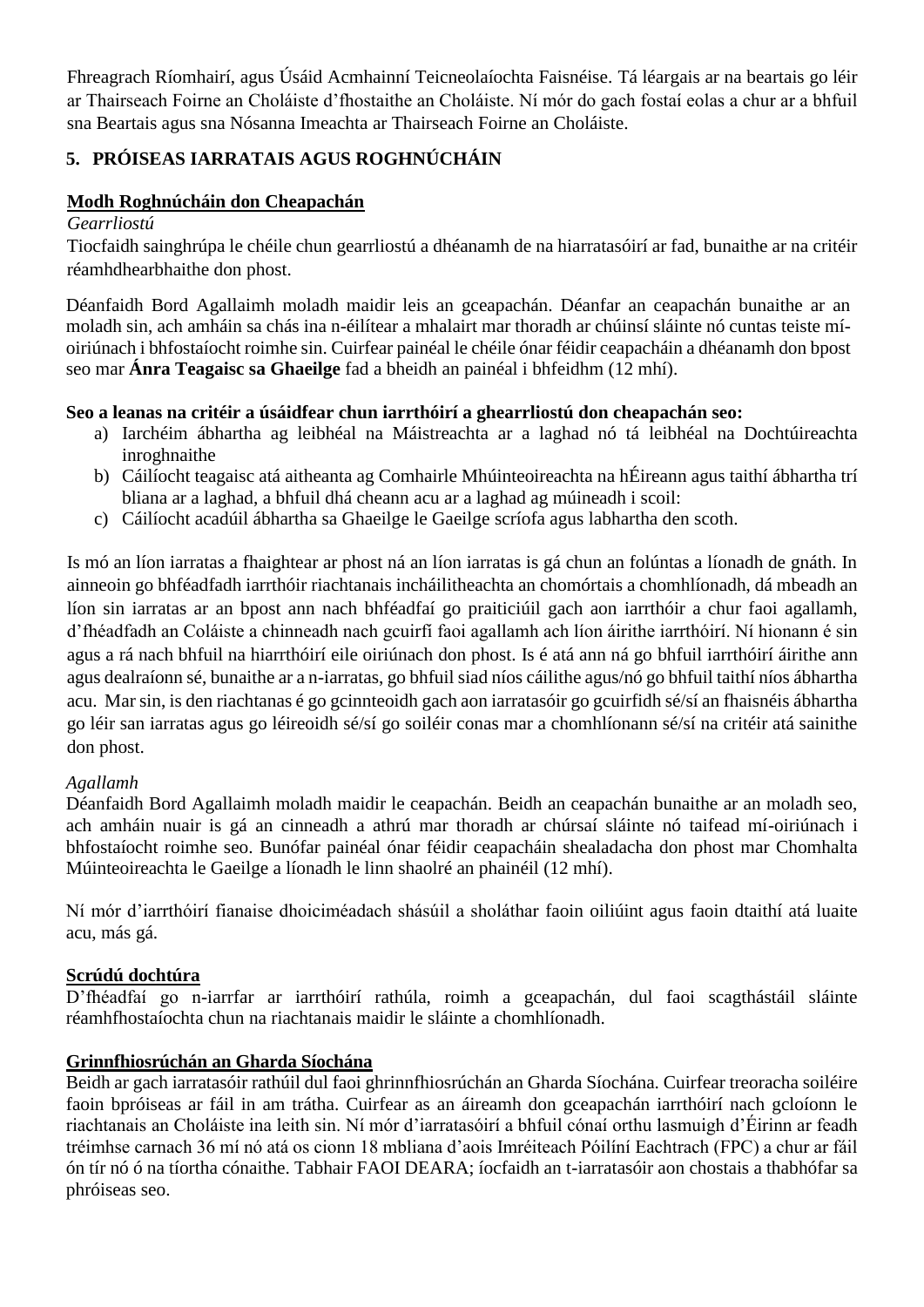Fhreagrach Ríomhairí, agus Úsáid Acmhainní Teicneolaíochta Faisnéise. Tá léargais ar na beartais go léir ar Thairseach Foirne an Choláiste d'fhostaithe an Choláiste. Ní mór do gach fostaí eolas a chur ar a bhfuil sna Beartais agus sna Nósanna Imeachta ar Thairseach Foirne an Choláiste.

## 5. PRÓISEAS IARRATAIS AGUS ROGHNÚCHÁIN

**Modh Roghnúcháin don Cheapachán**

*Gearrliostú*

Tiocfaidh sainghrúpa le chéile chun gearrliostú a dhéanamh de na hiarratasóirí ar fad, bunaithe ar na critéir réamhdhearbhaithe don phost.

Déanfaidh Bord Agallaimh moladh maidir leis an gceapachán. Déanfar an ceapachán bunaithe ar an moladh sin, ach amháin sa chás ina n-éilítear a mhalairt mar thoradh ar chúinsí sláinte nó cuntas teiste mí-oiriúnach i bhfostaíocht roimhe sin. Cuirfear painéal le chéile ónar féidir ceapacháin a dhéanamh don bpost seo mar **Ánra Teagaisc sa Ghaeilge** fad a bheidh an painéal i bhfeidhm (12 mhí).

**Seo a leanas na critéir a úsáidfear chun iarrthóirí a ghearrliostú don cheapachán seo:**

a) Iarchéim ábhartha ag leibhéal na Máistreachta ar a laghad nó tá leibhéal na Dochtúireachta inroghnaithe
b) Cáilíocht teagaisc atá aitheanta ag Comhairle Mhúinteoireachta na hÉireann agus taithí ábhartha trí bliana ar a laghad, a bhfuil dhá cheann acu ar a laghad ag múineadh i scoil:
c) Cáilíocht acadúil ábhartha sa Ghaeilge le Gaeilge scríofa agus labhartha den scoth.

Is mó an líon iarratas a fhaightear ar phost ná an líon iarratas is gá chun an folúntas a líonadh de gnáth. In ainneoin go bhféadfadh iarrthóir riachtanais incháilitheachta an chomórtais a chomhlíonadh, dá mbeadh an líon sin iarratas ar an bpost ann nach bhféadfaí go praiticiúil gach aon iarrthóir a chur faoi agallamh, d'fhéadfadh an Coláiste a chinneadh nach gcuirfí faoi agallamh ach líon áirithe iarrthóirí. Ní hionann é sin agus a rá nach bhfuil na hiarrthóirí eile oiriúnach don phost. Is é atá ann ná go bhfuil iarrthóirí áirithe ann agus dealraíonn sé, bunaithe ar a n-iarratas, go bhfuil siad níos cáilithe agus/nó go bhfuil taithí níos ábhartha acu. Mar sin, is den riachtanas é go gcinnteoidh gach aon iarratasóir go gcuirfidh sé/sí an fhaisnéis ábhartha go léir san iarratas agus go léireoidh sé/sí go soiléir conas mar a chomhlíonann sé/sí na critéir atá sainithe don phost.

*Agallamh*

Déanfaidh Bord Agallaimh moladh maidir le ceapachán. Beidh an ceapachán bunaithe ar an moladh seo, ach amháin nuair is gá an cinneadh a athrú mar thoradh ar chúrsaí sláinte nó taifead mí-oiriúnach i bhfostaíocht roimhe seo. Bunófar painéal ónar féidir ceapacháin shealadacha don phost mar Chomhalta Múinteoireachta le Gaeilge a líonadh le linn shaolré an phainéil (12 mhí).

Ní mór d'iarrthóirí fianaise dhoiciméadach shásúil a sholáthar faoin oiliúint agus faoin dtaithí atá luaite acu, más gá.

**Scrúdú dochtúra**

D'fhéadfaí go n-iarrfar ar iarrthóirí rathúla, roimh a gceapachán, dul faoi scagthástáil sláinte réamhfhostaíochta chun na riachtanais maidir le sláinte a chomhlíonadh.

**Grinnfhiosrúchán an Gharda Síochána**

Beidh ar gach iarratasóir rathúil dul faoi ghrinnfhiosrúchán an Gharda Síochána. Cuirfear treoracha soiléire faoin bpróiseas ar fáil in am trátha. Cuirfear as an áireamh don gceapachán iarrthóirí nach gcloíonn le riachtanais an Choláiste ina leith sin. Ní mór d'iarratasóirí a bhfuil cónaí orthu lasmuigh d'Éirinn ar feadh tréimhse carnach 36 mí nó atá os cionn 18 mbliana d'aois Imréiteach Póilíní Eachtrach (FPC) a chur ar fáil ón tír nó ó na tíortha cónaithe. Tabhair FAOI DEARA; íocfaidh an t-iarratasóir aon chostais a thabhófar sa phróiseas seo.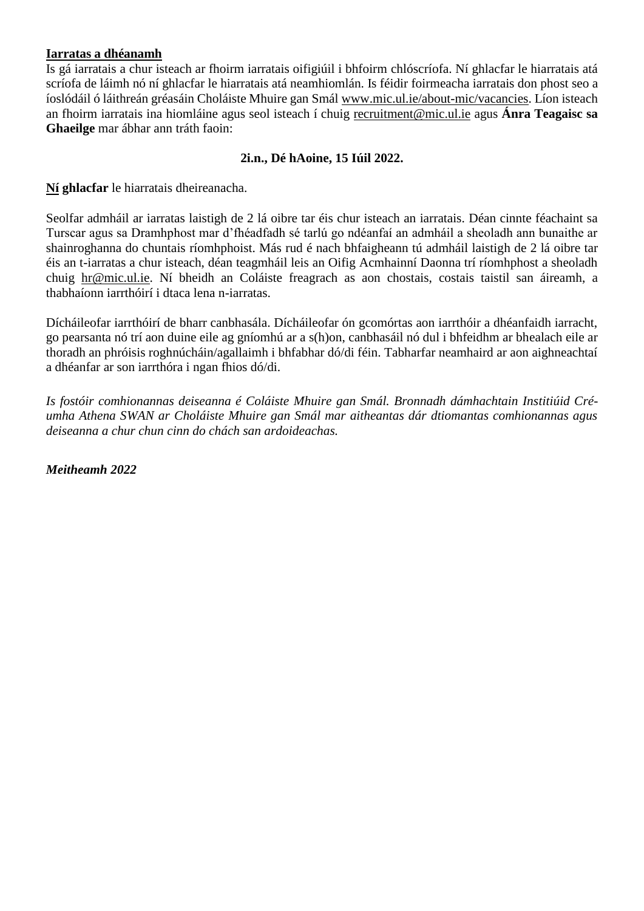**Iarratas a dhéanamh**

Is gá iarratais a chur isteach ar fhoirm iarratais oifigiúil i bhfoirm chlóscríofa. Ní ghlacfar le hiarratais atá scríofa de láimh nó ní ghlacfar le hiarratais atá neamhiomlán. Is féidir foirmeacha iarratais don phost seo a íoslódáil ó láithreán gréasáin Choláiste Mhuire gan Smál www.mic.ul.ie/about-mic/vacancies. Líon isteach an fhoirm iarratais ina hiomláine agus seol isteach í chuig recruitment@mic.ul.ie agus **Ánra Teagaisc sa Ghaeilge** mar ábhar ann tráth faoin:

**2i.n., Dé hAoine, 15 Iúil 2022.**

**Ní ghlacfar** le hiarratais dheireanacha.

Seolfar admháil ar iarratas laistigh de 2 lá oibre tar éis chur isteach an iarratais. Déan cinnte féachaint sa Turscar agus sa Dramhphost mar d'fhéadfadh sé tarlú go ndéanfaí an admháil a sheoladh ann bunaithe ar shainroghanna do chuntais ríomhphoist. Más rud é nach bhfaigheann tú admháil laistigh de 2 lá oibre tar éis an t-iarratas a chur isteach, déan teagmháil leis an Oifig Acmhainní Daonna trí ríomhphost a sheoladh chuig hr@mic.ul.ie. Ní bheidh an Coláiste freagrach as aon chostais, costais taistil san áireamh, a thabhaíonn iarrthóirí i dtaca lena n-iarratas.

Dícháileofar iarrthóirí de bharr canbhasála. Dícháileofar ón gcomórtas aon iarrthóir a dhéanfaidh iarracht, go pearsanta nó trí aon duine eile ag gníomhú ar a s(h)on, canbhasáil nó dul i bhfeidhm ar bhealach eile ar thoradh an phróisis roghnúcháin/agallaimh i bhfabhar dó/di féin. Tabharfar neamhaird ar aon aighneachtaí a dhéanfar ar son iarrthóra i ngan fhios dó/di.

*Is fostóir comhionannas deiseanna é Coláiste Mhuire gan Smál. Bronnadh dámhachtain Institiúid Cré-umha Athena SWAN ar Choláiste Mhuire gan Smál mar aitheantas dár dtiomantas comhionannas agus deiseanna a chur chun cinn do chách san ardoideachas.*

***Meitheamh 2022***